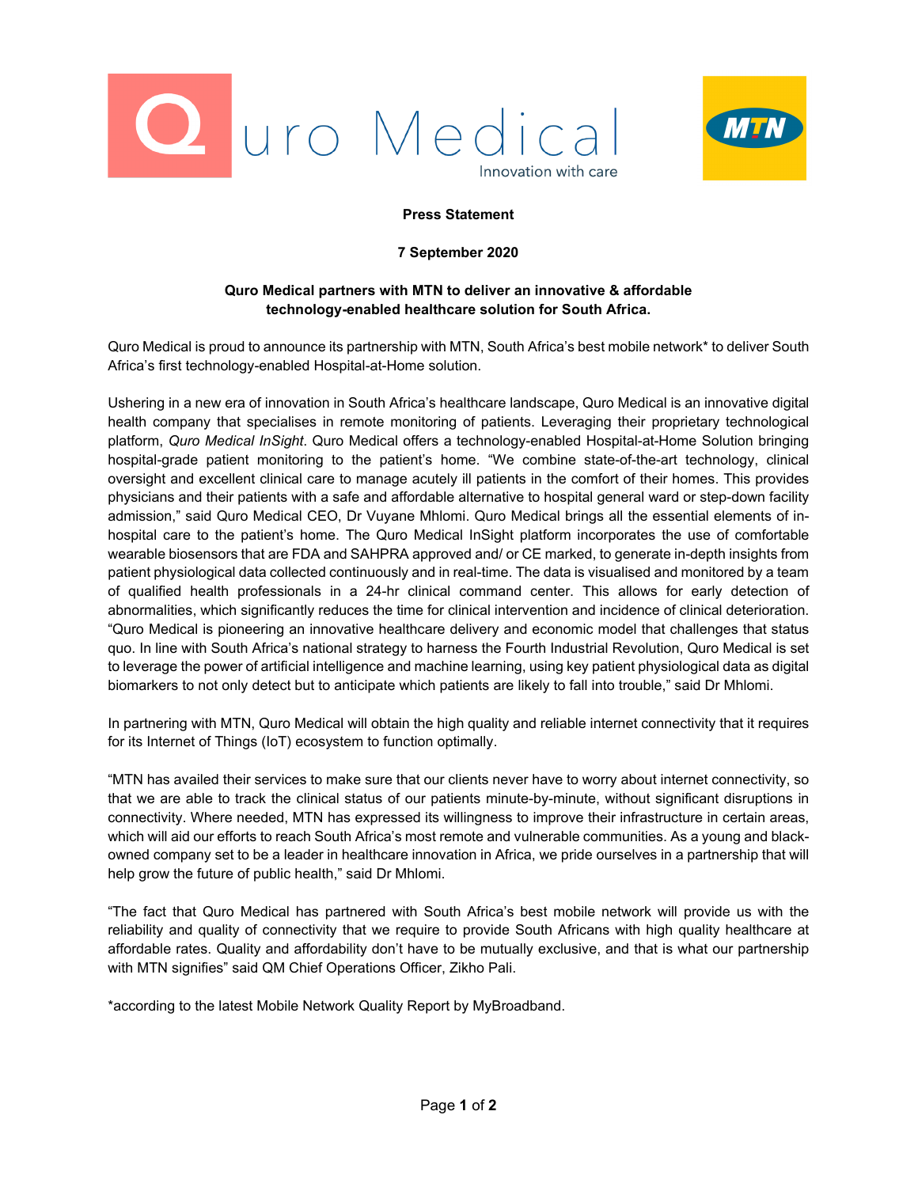**Press Statement**

**7 September 2020**

**Quro Medical partners with MTN to deliver an innovative & affordable technology-enabled healthcare solution for South Africa.**

Quro Medical is proud to announce its partnership with MTN, South Africa's best mobile network* to deliver South Africa's first technology-enabled Hospital-at-Home solution.

Ushering in a new era of innovation in South Africa's healthcare landscape, Quro Medical is an innovative digital health company that specialises in remote monitoring of patients. Leveraging their proprietary technological platform, *Quro Medical InSight*. Quro Medical offers a technology-enabled Hospital-at-Home Solution bringing hospital-grade patient monitoring to the patient's home. "We combine state-of-the-art technology, clinical oversight and excellent clinical care to manage acutely ill patients in the comfort of their homes. This provides physicians and their patients with a safe and affordable alternative to hospital general ward or step-down facility admission," said Quro Medical CEO, Dr Vuyane Mhlomi. Quro Medical brings all the essential elements of in-hospital care to the patient's home. The Quro Medical InSight platform incorporates the use of comfortable wearable biosensors that are FDA and SAHPRA approved and/ or CE marked, to generate in-depth insights from patient physiological data collected continuously and in real-time. The data is visualised and monitored by a team of qualified health professionals in a 24-hr clinical command center. This allows for early detection of abnormalities, which significantly reduces the time for clinical intervention and incidence of clinical deterioration. "Quro Medical is pioneering an innovative healthcare delivery and economic model that challenges that status quo. In line with South Africa's national strategy to harness the Fourth Industrial Revolution, Quro Medical is set to leverage the power of artificial intelligence and machine learning, using key patient physiological data as digital biomarkers to not only detect but to anticipate which patients are likely to fall into trouble," said Dr Mhlomi.

In partnering with MTN, Quro Medical will obtain the high quality and reliable internet connectivity that it requires for its Internet of Things (IoT) ecosystem to function optimally.

"MTN has availed their services to make sure that our clients never have to worry about internet connectivity, so that we are able to track the clinical status of our patients minute-by-minute, without significant disruptions in connectivity. Where needed, MTN has expressed its willingness to improve their infrastructure in certain areas, which will aid our efforts to reach South Africa's most remote and vulnerable communities. As a young and black-owned company set to be a leader in healthcare innovation in Africa, we pride ourselves in a partnership that will help grow the future of public health," said Dr Mhlomi.

"The fact that Quro Medical has partnered with South Africa's best mobile network will provide us with the reliability and quality of connectivity that we require to provide South Africans with high quality healthcare at affordable rates. Quality and affordability don't have to be mutually exclusive, and that is what our partnership with MTN signifies" said QM Chief Operations Officer, Zikho Pali.

*according to the latest Mobile Network Quality Report by MyBroadband.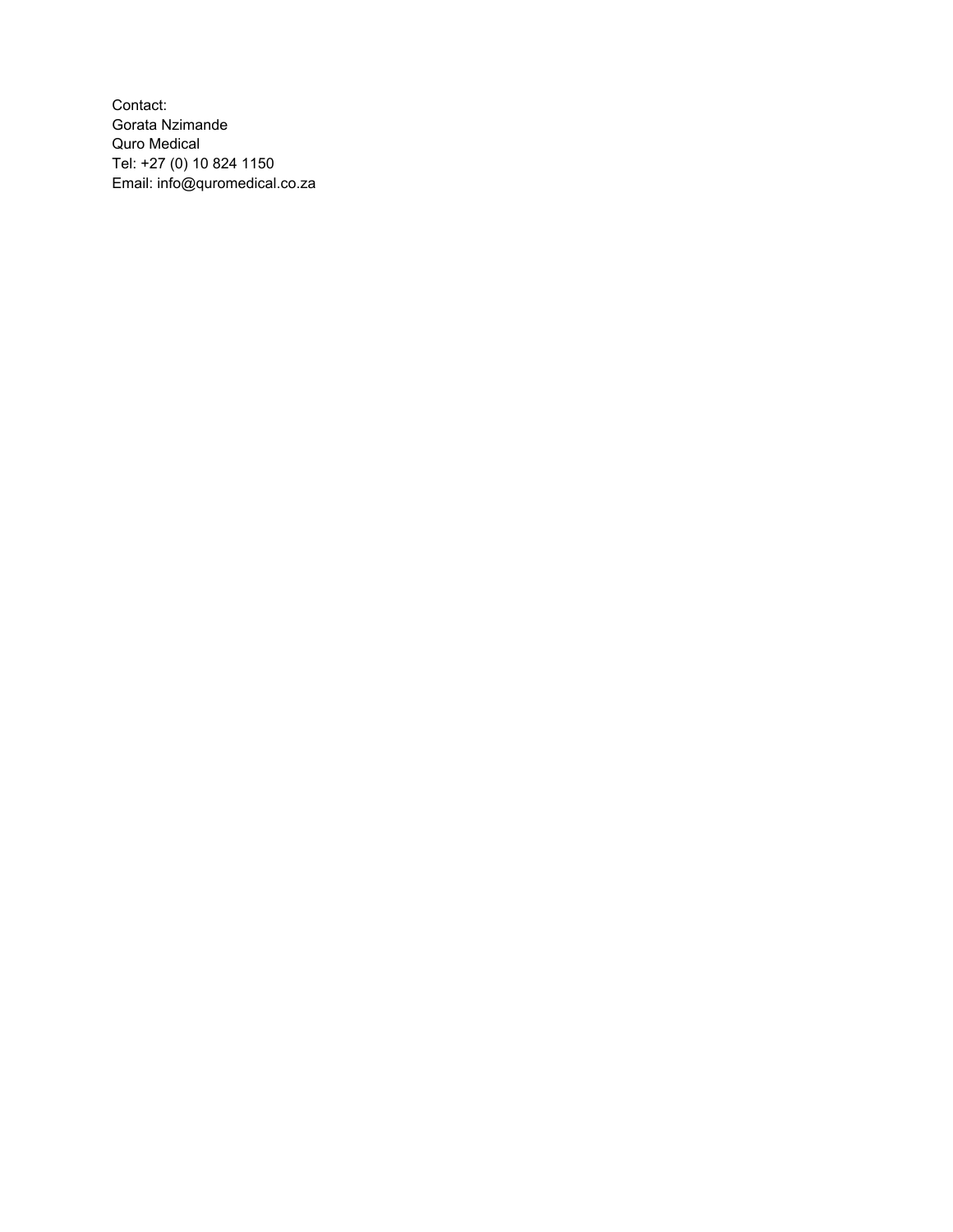Contact:
Gorata Nzimande
Quro Medical
Tel: +27 (0) 10 824 1150
Email: info@quromedical.co.za